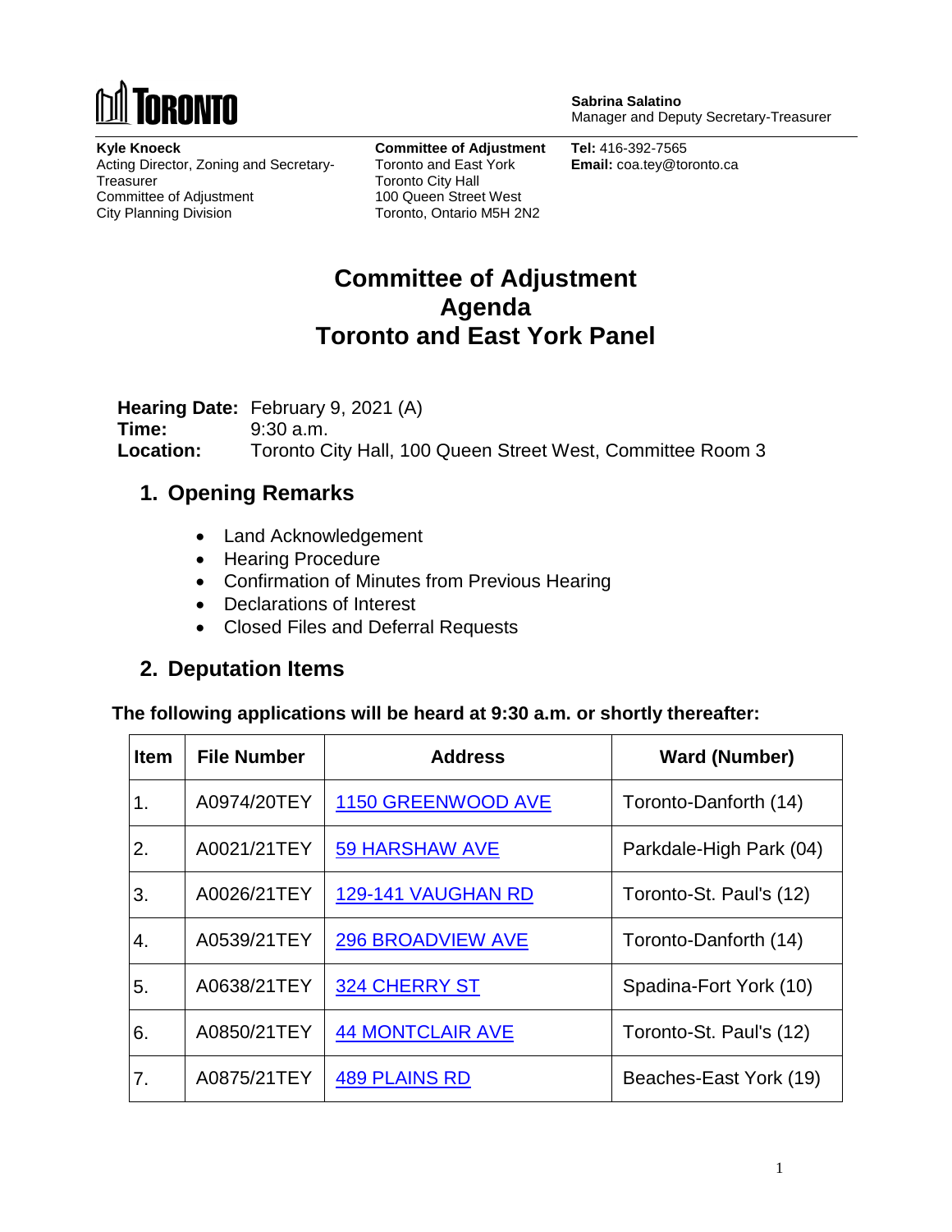**TORONTO**

**Sabrina Salatino**
Manager and Deputy Secretary-Treasurer

**Kyle Knoeck**
Acting Director, Zoning and Secretary-Treasurer
Committee of Adjustment
City Planning Division

**Committee of Adjustment**
Toronto and East York
Toronto City Hall
100 Queen Street West
Toronto, Ontario M5H 2N2

**Tel:** 416-392-7565
**Email:** coa.tey@toronto.ca

# Committee of Adjustment Agenda Toronto and East York Panel

**Hearing Date:** February 9, 2021 (A)
**Time:** 9:30 a.m.
**Location:** Toronto City Hall, 100 Queen Street West, Committee Room 3

## 1. Opening Remarks

- Land Acknowledgement
- Hearing Procedure
- Confirmation of Minutes from Previous Hearing
- Declarations of Interest
- Closed Files and Deferral Requests

## 2. Deputation Items

**The following applications will be heard at 9:30 a.m. or shortly thereafter:**

| Item | File Number | Address | Ward (Number) |
|---|---|---|---|
| 1. | A0974/20TEY | 1150 GREENWOOD AVE | Toronto-Danforth (14) |
| 2. | A0021/21TEY | 59 HARSHAW AVE | Parkdale-High Park (04) |
| 3. | A0026/21TEY | 129-141 VAUGHAN RD | Toronto-St. Paul's (12) |
| 4. | A0539/21TEY | 296 BROADVIEW AVE | Toronto-Danforth (14) |
| 5. | A0638/21TEY | 324 CHERRY ST | Spadina-Fort York (10) |
| 6. | A0850/21TEY | 44 MONTCLAIR AVE | Toronto-St. Paul's (12) |
| 7. | A0875/21TEY | 489 PLAINS RD | Beaches-East York (19) |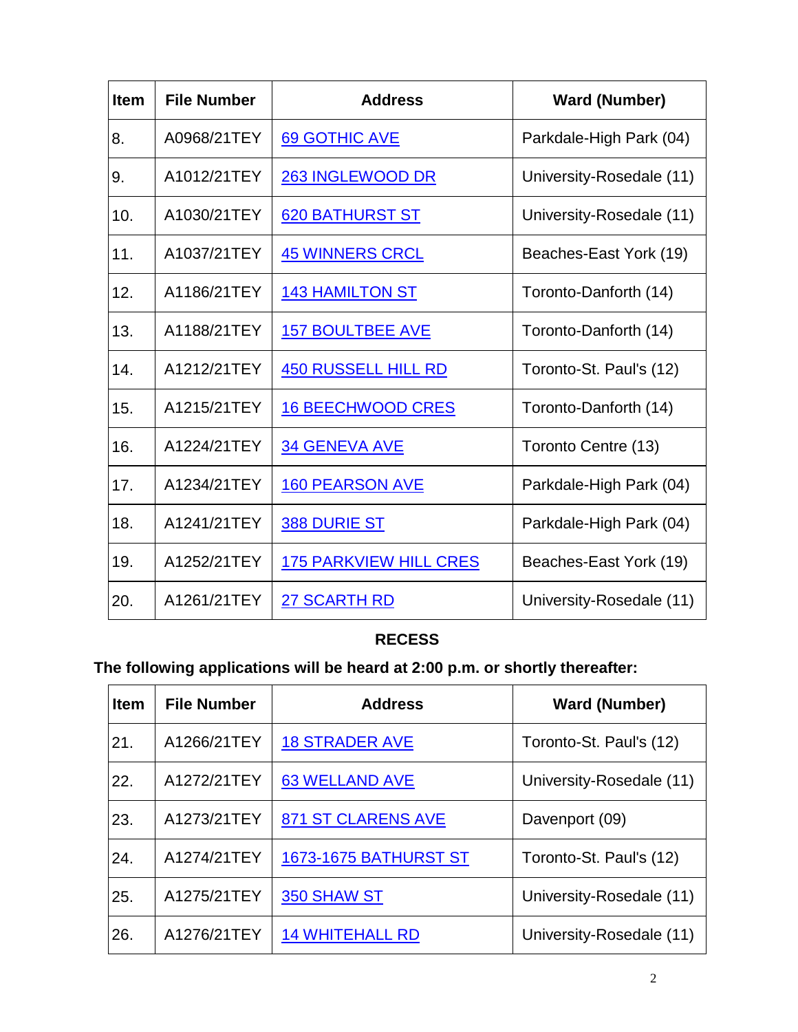| Item | File Number | Address | Ward (Number) |
|---|---|---|---|
| 8. | A0968/21TEY | 69 GOTHIC AVE | Parkdale-High Park (04) |
| 9. | A1012/21TEY | 263 INGLEWOOD DR | University-Rosedale (11) |
| 10. | A1030/21TEY | 620 BATHURST ST | University-Rosedale (11) |
| 11. | A1037/21TEY | 45 WINNERS CRCL | Beaches-East York (19) |
| 12. | A1186/21TEY | 143 HAMILTON ST | Toronto-Danforth (14) |
| 13. | A1188/21TEY | 157 BOULTBEE AVE | Toronto-Danforth (14) |
| 14. | A1212/21TEY | 450 RUSSELL HILL RD | Toronto-St. Paul's (12) |
| 15. | A1215/21TEY | 16 BEECHWOOD CRES | Toronto-Danforth (14) |
| 16. | A1224/21TEY | 34 GENEVA AVE | Toronto Centre (13) |
| 17. | A1234/21TEY | 160 PEARSON AVE | Parkdale-High Park (04) |
| 18. | A1241/21TEY | 388 DURIE ST | Parkdale-High Park (04) |
| 19. | A1252/21TEY | 175 PARKVIEW HILL CRES | Beaches-East York (19) |
| 20. | A1261/21TEY | 27 SCARTH RD | University-Rosedale (11) |

**RECESS**

**The following applications will be heard at 2:00 p.m. or shortly thereafter:**

| Item | File Number | Address | Ward (Number) |
|---|---|---|---|
| 21. | A1266/21TEY | 18 STRADER AVE | Toronto-St. Paul's (12) |
| 22. | A1272/21TEY | 63 WELLAND AVE | University-Rosedale (11) |
| 23. | A1273/21TEY | 871 ST CLARENS AVE | Davenport (09) |
| 24. | A1274/21TEY | 1673-1675 BATHURST ST | Toronto-St. Paul's (12) |
| 25. | A1275/21TEY | 350 SHAW ST | University-Rosedale (11) |
| 26. | A1276/21TEY | 14 WHITEHALL RD | University-Rosedale (11) |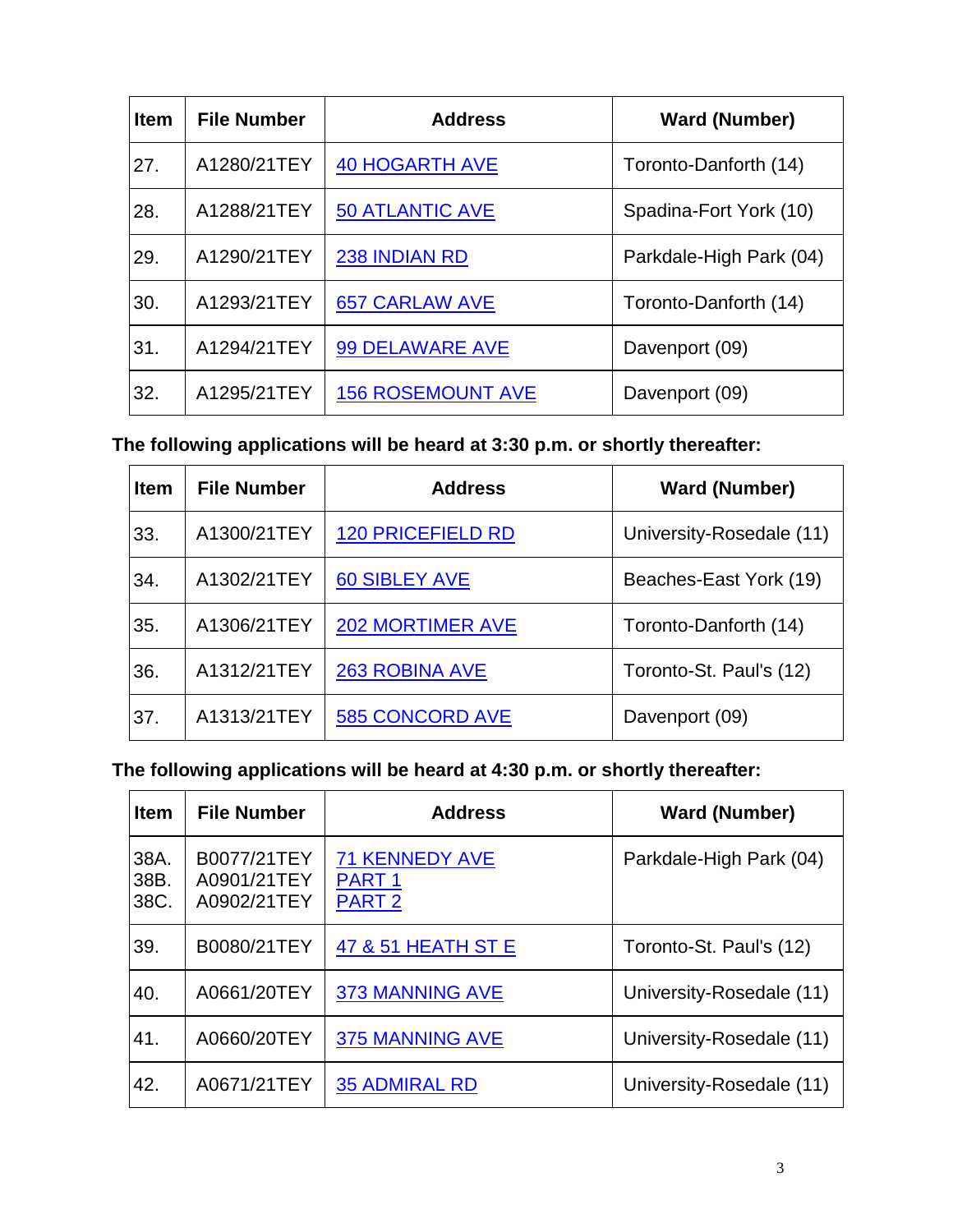| Item | File Number | Address | Ward (Number) |
|---|---|---|---|
| 27. | A1280/21TEY | 40 HOGARTH AVE | Toronto-Danforth (14) |
| 28. | A1288/21TEY | 50 ATLANTIC AVE | Spadina-Fort York (10) |
| 29. | A1290/21TEY | 238 INDIAN RD | Parkdale-High Park (04) |
| 30. | A1293/21TEY | 657 CARLAW AVE | Toronto-Danforth (14) |
| 31. | A1294/21TEY | 99 DELAWARE AVE | Davenport (09) |
| 32. | A1295/21TEY | 156 ROSEMOUNT AVE | Davenport (09) |

**The following applications will be heard at 3:30 p.m. or shortly thereafter:**

| Item | File Number | Address | Ward (Number) |
|---|---|---|---|
| 33. | A1300/21TEY | 120 PRICEFIELD RD | University-Rosedale (11) |
| 34. | A1302/21TEY | 60 SIBLEY AVE | Beaches-East York (19) |
| 35. | A1306/21TEY | 202 MORTIMER AVE | Toronto-Danforth (14) |
| 36. | A1312/21TEY | 263 ROBINA AVE | Toronto-St. Paul's (12) |
| 37. | A1313/21TEY | 585 CONCORD AVE | Davenport (09) |

**The following applications will be heard at 4:30 p.m. or shortly thereafter:**

| Item | File Number | Address | Ward (Number) |
|---|---|---|---|
| 38A.<br>38B.<br>38C. | B0077/21TEY<br>A0901/21TEY<br>A0902/21TEY | 71 KENNEDY AVE<br>PART 1<br>PART 2 | Parkdale-High Park (04) |
| 39. | B0080/21TEY | 47 & 51 HEATH ST E | Toronto-St. Paul's (12) |
| 40. | A0661/20TEY | 373 MANNING AVE | University-Rosedale (11) |
| 41. | A0660/20TEY | 375 MANNING AVE | University-Rosedale (11) |
| 42. | A0671/21TEY | 35 ADMIRAL RD | University-Rosedale (11) |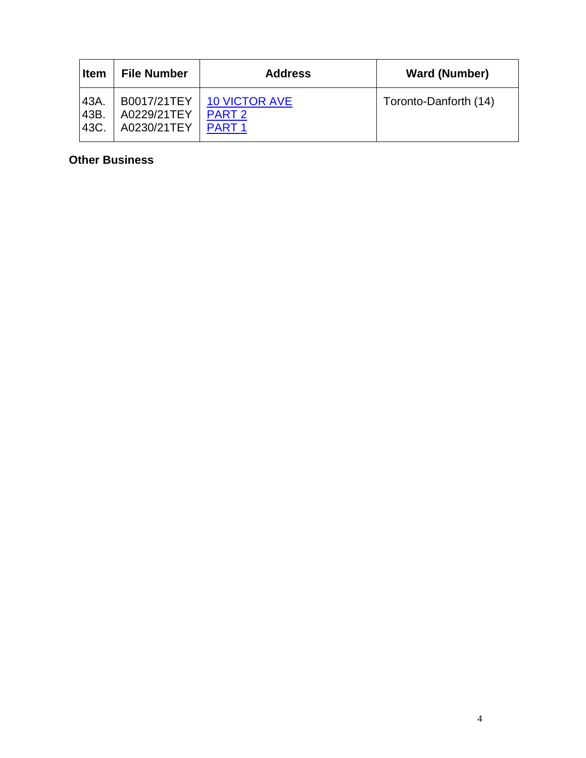| Item | File Number | Address | Ward (Number) |
|---|---|---|---|
| 43A.<br>43B.<br>43C. | B0017/21TEY<br>A0229/21TEY<br>A0230/21TEY | 10 VICTOR AVE<br>PART 2<br>PART 1 | Toronto-Danforth (14) |

**Other Business**